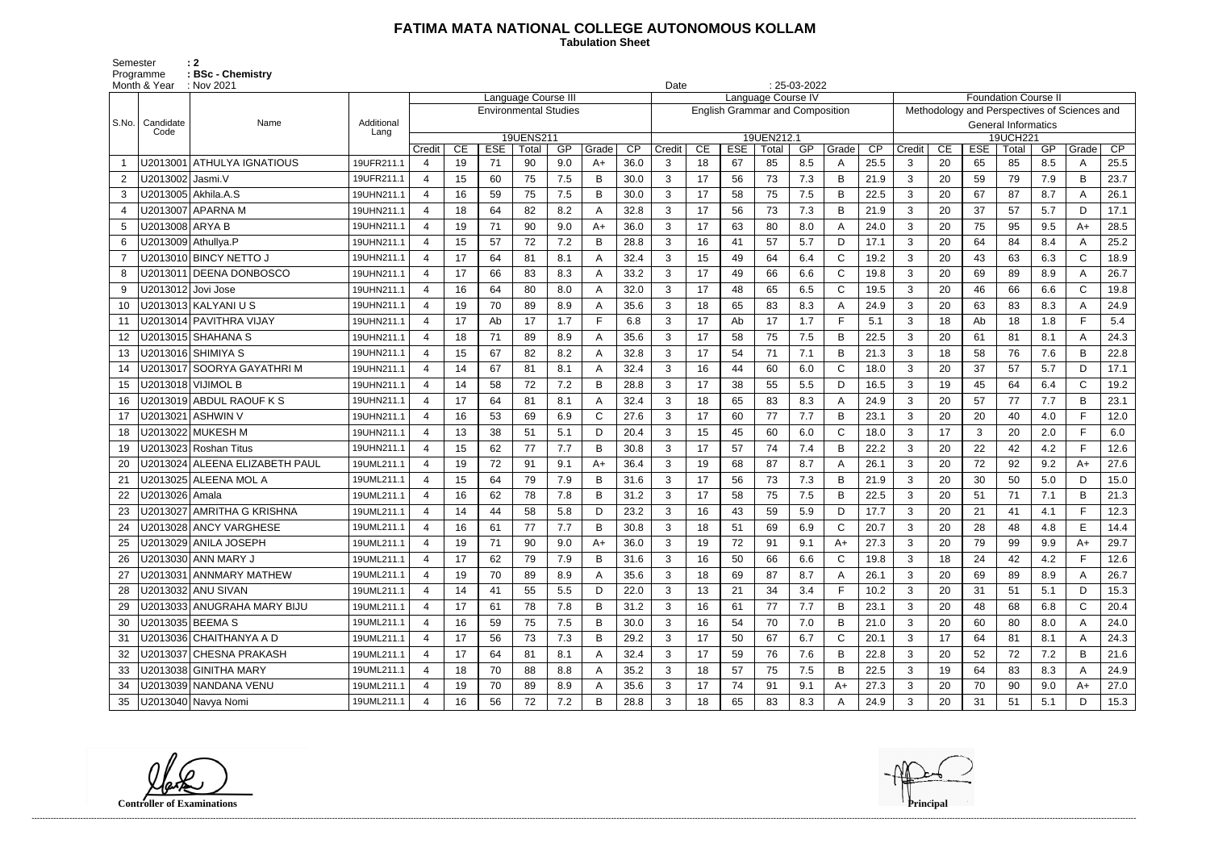# FATIMA MATA NATIONAL COLLEGE AUTONOMOUS KOLLAM

**Tabulation Sheet**

Semester : 2
Programme : BSc - Chemistry
Month & Year : Nov 2021
Date : 25-03-2022

| S.No. | Candidate Code | Name | Additional Lang | Language Course III | | | | | | | Language Course IV | | | | | | | Foundation Course II | | | | | | |
|---|---|---|---|---|---|---|---|---|---|---|---|---|---|---|---|---|---|---|---|---|---|---|---|---|
| | | | | Environmental Studies | | | | | | | English Grammar and Composition | | | | | | | Methodology and Perspectives of Sciences and General Informatics | | | | | | |
| | | | | 19UENS211 | | | | | | | 19UEN212.1 | | | | | | | 19UCH221 | | | | | | |
| | | | | Credit | CE | ESE | Total | GP | Grade | CP | Credit | CE | ESE | Total | GP | Grade | CP | Credit | CE | ESE | Total | GP | Grade | CP |
| 1 | U2013001 | ATHULYA IGNATIOUS | 19UFR211.1 | 4 | 19 | 71 | 90 | 9.0 | A+ | 36.0 | 3 | 18 | 67 | 85 | 8.5 | A | 25.5 | 3 | 20 | 65 | 85 | 8.5 | A | 25.5 |
| 2 | U2013002 | Jasmi.V | 19UFR211.1 | 4 | 15 | 60 | 75 | 7.5 | B | 30.0 | 3 | 17 | 56 | 73 | 7.3 | B | 21.9 | 3 | 20 | 59 | 79 | 7.9 | B | 23.7 |
| 3 | U2013005 | Akhila.A.S | 19UHN211.1 | 4 | 16 | 59 | 75 | 7.5 | B | 30.0 | 3 | 17 | 58 | 75 | 7.5 | B | 22.5 | 3 | 20 | 67 | 87 | 8.7 | A | 26.1 |
| 4 | U2013007 | APARNA M | 19UHN211.1 | 4 | 18 | 64 | 82 | 8.2 | A | 32.8 | 3 | 17 | 56 | 73 | 7.3 | B | 21.9 | 3 | 20 | 37 | 57 | 5.7 | D | 17.1 |
| 5 | U2013008 | ARYA B | 19UHN211.1 | 4 | 19 | 71 | 90 | 9.0 | A+ | 36.0 | 3 | 17 | 63 | 80 | 8.0 | A | 24.0 | 3 | 20 | 75 | 95 | 9.5 | A+ | 28.5 |
| 6 | U2013009 | Athullya.P | 19UHN211.1 | 4 | 15 | 57 | 72 | 7.2 | B | 28.8 | 3 | 16 | 41 | 57 | 5.7 | D | 17.1 | 3 | 20 | 64 | 84 | 8.4 | A | 25.2 |
| 7 | U2013010 | BINCY NETTO J | 19UHN211.1 | 4 | 17 | 64 | 81 | 8.1 | A | 32.4 | 3 | 15 | 49 | 64 | 6.4 | C | 19.2 | 3 | 20 | 43 | 63 | 6.3 | C | 18.9 |
| 8 | U2013011 | DEENA DONBOSCO | 19UHN211.1 | 4 | 17 | 66 | 83 | 8.3 | A | 33.2 | 3 | 17 | 49 | 66 | 6.6 | C | 19.8 | 3 | 20 | 69 | 89 | 8.9 | A | 26.7 |
| 9 | U2013012 | Jovi Jose | 19UHN211.1 | 4 | 16 | 64 | 80 | 8.0 | A | 32.0 | 3 | 17 | 48 | 65 | 6.5 | C | 19.5 | 3 | 20 | 46 | 66 | 6.6 | C | 19.8 |
| 10 | U2013013 | KALYANI U S | 19UHN211.1 | 4 | 19 | 70 | 89 | 8.9 | A | 35.6 | 3 | 18 | 65 | 83 | 8.3 | A | 24.9 | 3 | 20 | 63 | 83 | 8.3 | A | 24.9 |
| 11 | U2013014 | PAVITHRA VIJAY | 19UHN211.1 | 4 | 17 | Ab | 17 | 1.7 | F | 6.8 | 3 | 17 | Ab | 17 | 1.7 | F | 5.1 | 3 | 18 | Ab | 18 | 1.8 | F | 5.4 |
| 12 | U2013015 | SHAHANA S | 19UHN211.1 | 4 | 18 | 71 | 89 | 8.9 | A | 35.6 | 3 | 17 | 58 | 75 | 7.5 | B | 22.5 | 3 | 20 | 61 | 81 | 8.1 | A | 24.3 |
| 13 | U2013016 | SHIMIYA S | 19UHN211.1 | 4 | 15 | 67 | 82 | 8.2 | A | 32.8 | 3 | 17 | 54 | 71 | 7.1 | B | 21.3 | 3 | 18 | 58 | 76 | 7.6 | B | 22.8 |
| 14 | U2013017 | SOORYA GAYATHRI M | 19UHN211.1 | 4 | 14 | 67 | 81 | 8.1 | A | 32.4 | 3 | 16 | 44 | 60 | 6.0 | C | 18.0 | 3 | 20 | 37 | 57 | 5.7 | D | 17.1 |
| 15 | U2013018 | VIJIMOL B | 19UHN211.1 | 4 | 14 | 58 | 72 | 7.2 | B | 28.8 | 3 | 17 | 38 | 55 | 5.5 | D | 16.5 | 3 | 19 | 45 | 64 | 6.4 | C | 19.2 |
| 16 | U2013019 | ABDUL RAOUF K S | 19UHN211.1 | 4 | 17 | 64 | 81 | 8.1 | A | 32.4 | 3 | 18 | 65 | 83 | 8.3 | A | 24.9 | 3 | 20 | 57 | 77 | 7.7 | B | 23.1 |
| 17 | U2013021 | ASHWIN V | 19UHN211.1 | 4 | 16 | 53 | 69 | 6.9 | C | 27.6 | 3 | 17 | 60 | 77 | 7.7 | B | 23.1 | 3 | 20 | 20 | 40 | 4.0 | F | 12.0 |
| 18 | U2013022 | MUKESH M | 19UHN211.1 | 4 | 13 | 38 | 51 | 5.1 | D | 20.4 | 3 | 15 | 45 | 60 | 6.0 | C | 18.0 | 3 | 17 | 3 | 20 | 2.0 | F | 6.0 |
| 19 | U2013023 | Roshan Titus | 19UHN211.1 | 4 | 15 | 62 | 77 | 7.7 | B | 30.8 | 3 | 17 | 57 | 74 | 7.4 | B | 22.2 | 3 | 20 | 22 | 42 | 4.2 | F | 12.6 |
| 20 | U2013024 | ALEENA ELIZABETH PAUL | 19UML211.1 | 4 | 19 | 72 | 91 | 9.1 | A+ | 36.4 | 3 | 19 | 68 | 87 | 8.7 | A | 26.1 | 3 | 20 | 72 | 92 | 9.2 | A+ | 27.6 |
| 21 | U2013025 | ALEENA MOL A | 19UML211.1 | 4 | 15 | 64 | 79 | 7.9 | B | 31.6 | 3 | 17 | 56 | 73 | 7.3 | B | 21.9 | 3 | 20 | 30 | 50 | 5.0 | D | 15.0 |
| 22 | U2013026 | Amala | 19UML211.1 | 4 | 16 | 62 | 78 | 7.8 | B | 31.2 | 3 | 17 | 58 | 75 | 7.5 | B | 22.5 | 3 | 20 | 51 | 71 | 7.1 | B | 21.3 |
| 23 | U2013027 | AMRITHA G KRISHNA | 19UML211.1 | 4 | 14 | 44 | 58 | 5.8 | D | 23.2 | 3 | 16 | 43 | 59 | 5.9 | D | 17.7 | 3 | 20 | 21 | 41 | 4.1 | F | 12.3 |
| 24 | U2013028 | ANCY VARGHESE | 19UML211.1 | 4 | 16 | 61 | 77 | 7.7 | B | 30.8 | 3 | 18 | 51 | 69 | 6.9 | C | 20.7 | 3 | 20 | 28 | 48 | 4.8 | E | 14.4 |
| 25 | U2013029 | ANILA JOSEPH | 19UML211.1 | 4 | 19 | 71 | 90 | 9.0 | A+ | 36.0 | 3 | 19 | 72 | 91 | 9.1 | A+ | 27.3 | 3 | 20 | 79 | 99 | 9.9 | A+ | 29.7 |
| 26 | U2013030 | ANN MARY J | 19UML211.1 | 4 | 17 | 62 | 79 | 7.9 | B | 31.6 | 3 | 16 | 50 | 66 | 6.6 | C | 19.8 | 3 | 18 | 24 | 42 | 4.2 | F | 12.6 |
| 27 | U2013031 | ANNMARY MATHEW | 19UML211.1 | 4 | 19 | 70 | 89 | 8.9 | A | 35.6 | 3 | 18 | 69 | 87 | 8.7 | A | 26.1 | 3 | 20 | 69 | 89 | 8.9 | A | 26.7 |
| 28 | U2013032 | ANU SIVAN | 19UML211.1 | 4 | 14 | 41 | 55 | 5.5 | D | 22.0 | 3 | 13 | 21 | 34 | 3.4 | F | 10.2 | 3 | 20 | 31 | 51 | 5.1 | D | 15.3 |
| 29 | U2013033 | ANUGRAHA MARY BIJU | 19UML211.1 | 4 | 17 | 61 | 78 | 7.8 | B | 31.2 | 3 | 16 | 61 | 77 | 7.7 | B | 23.1 | 3 | 20 | 48 | 68 | 6.8 | C | 20.4 |
| 30 | U2013035 | BEEMA S | 19UML211.1 | 4 | 16 | 59 | 75 | 7.5 | B | 30.0 | 3 | 16 | 54 | 70 | 7.0 | B | 21.0 | 3 | 20 | 60 | 80 | 8.0 | A | 24.0 |
| 31 | U2013036 | CHAITHANYA A D | 19UML211.1 | 4 | 17 | 56 | 73 | 7.3 | B | 29.2 | 3 | 17 | 50 | 67 | 6.7 | C | 20.1 | 3 | 17 | 64 | 81 | 8.1 | A | 24.3 |
| 32 | U2013037 | CHESNA PRAKASH | 19UML211.1 | 4 | 17 | 64 | 81 | 8.1 | A | 32.4 | 3 | 17 | 59 | 76 | 7.6 | B | 22.8 | 3 | 20 | 52 | 72 | 7.2 | B | 21.6 |
| 33 | U2013038 | GINITHA MARY | 19UML211.1 | 4 | 18 | 70 | 88 | 8.8 | A | 35.2 | 3 | 18 | 57 | 75 | 7.5 | B | 22.5 | 3 | 19 | 64 | 83 | 8.3 | A | 24.9 |
| 34 | U2013039 | NANDANA VENU | 19UML211.1 | 4 | 19 | 70 | 89 | 8.9 | A | 35.6 | 3 | 17 | 74 | 91 | 9.1 | A+ | 27.3 | 3 | 20 | 70 | 90 | 9.0 | A+ | 27.0 |
| 35 | U2013040 | Navya Nomi | 19UML211.1 | 4 | 16 | 56 | 72 | 7.2 | B | 28.8 | 3 | 18 | 65 | 83 | 8.3 | A | 24.9 | 3 | 20 | 31 | 51 | 5.1 | D | 15.3 |

**Controller of Examinations** **Principal**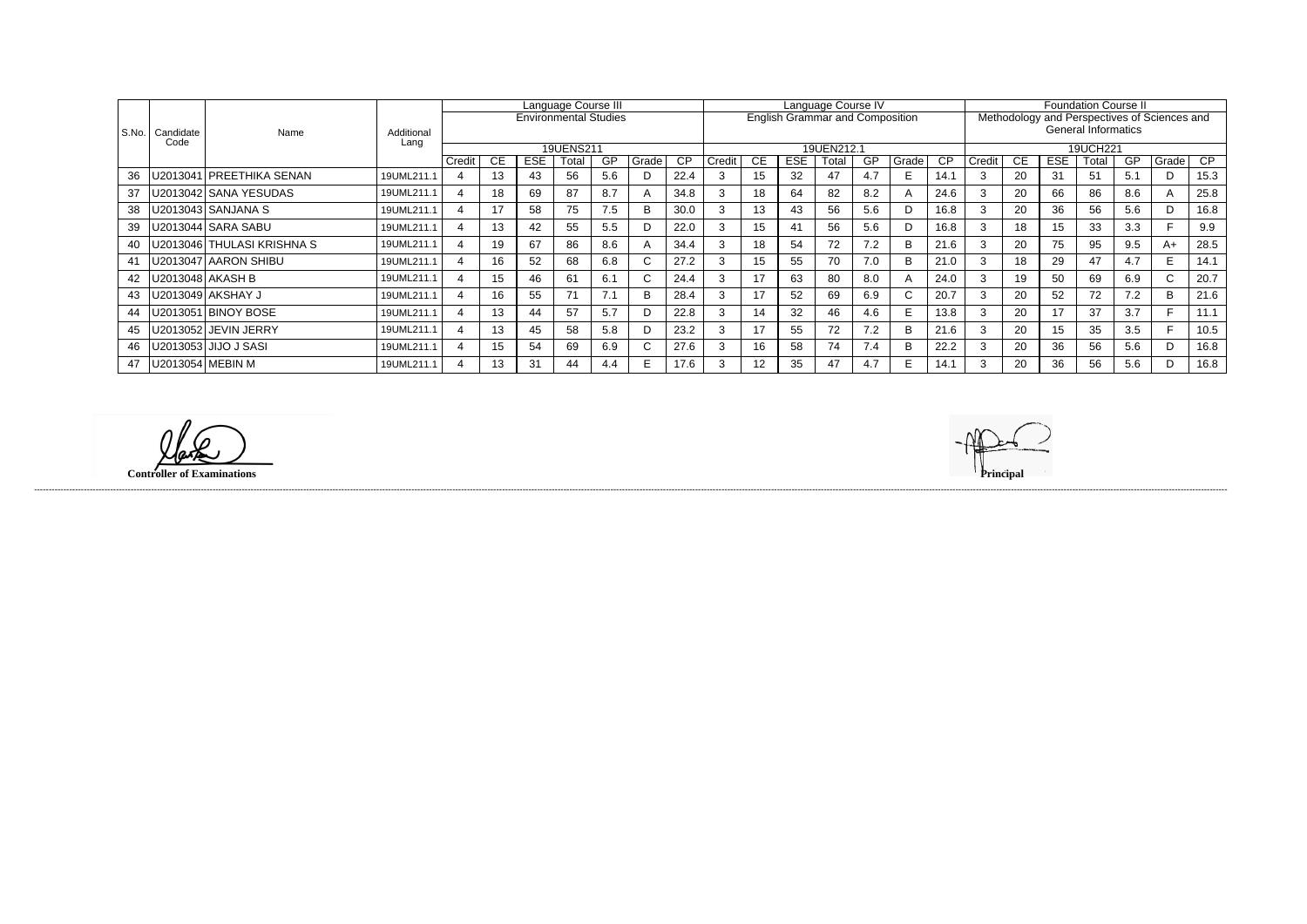| S.No. | Candidate Code | Name | Additional Lang | Language Course III | | | | | | | Language Course IV | | | | | | | Foundation Course II | | | | | | |
|---|---|---|---|---|---|---|---|---|---|---|---|---|---|---|---|---|---|---|---|---|---|---|---|---|
| | | | | Environmental Studies | | | | | | | English Grammar and Composition | | | | | | | Methodology and Perspectives of Sciences and General Informatics | | | | | | |
| | | | | 19UENS211 | | | | | | | 19UEN212.1 | | | | | | | 19UCH221 | | | | | | |
| | | | | Credit | CE | ESE | Total | GP | Grade | CP | Credit | CE | ESE | Total | GP | Grade | CP | Credit | CE | ESE | Total | GP | Grade | CP |
| 36 | U2013041 | PREETHIKA SENAN | 19UML211.1 | 4 | 13 | 43 | 56 | 5.6 | D | 22.4 | 3 | 15 | 32 | 47 | 4.7 | E | 14.1 | 3 | 20 | 31 | 51 | 5.1 | D | 15.3 |
| 37 | U2013042 | SANA YESUDAS | 19UML211.1 | 4 | 18 | 69 | 87 | 8.7 | A | 34.8 | 3 | 18 | 64 | 82 | 8.2 | A | 24.6 | 3 | 20 | 66 | 86 | 8.6 | A | 25.8 |
| 38 | U2013043 | SANJANA S | 19UML211.1 | 4 | 17 | 58 | 75 | 7.5 | B | 30.0 | 3 | 13 | 43 | 56 | 5.6 | D | 16.8 | 3 | 20 | 36 | 56 | 5.6 | D | 16.8 |
| 39 | U2013044 | SARA SABU | 19UML211.1 | 4 | 13 | 42 | 55 | 5.5 | D | 22.0 | 3 | 15 | 41 | 56 | 5.6 | D | 16.8 | 3 | 18 | 15 | 33 | 3.3 | F | 9.9 |
| 40 | U2013046 | THULASI KRISHNA S | 19UML211.1 | 4 | 19 | 67 | 86 | 8.6 | A | 34.4 | 3 | 18 | 54 | 72 | 7.2 | B | 21.6 | 3 | 20 | 75 | 95 | 9.5 | A+ | 28.5 |
| 41 | U2013047 | AARON SHIBU | 19UML211.1 | 4 | 16 | 52 | 68 | 6.8 | C | 27.2 | 3 | 15 | 55 | 70 | 7.0 | B | 21.0 | 3 | 18 | 29 | 47 | 4.7 | E | 14.1 |
| 42 | U2013048 | AKASH B | 19UML211.1 | 4 | 15 | 46 | 61 | 6.1 | C | 24.4 | 3 | 17 | 63 | 80 | 8.0 | A | 24.0 | 3 | 19 | 50 | 69 | 6.9 | C | 20.7 |
| 43 | U2013049 | AKSHAY J | 19UML211.1 | 4 | 16 | 55 | 71 | 7.1 | B | 28.4 | 3 | 17 | 52 | 69 | 6.9 | C | 20.7 | 3 | 20 | 52 | 72 | 7.2 | B | 21.6 |
| 44 | U2013051 | BINOY BOSE | 19UML211.1 | 4 | 13 | 44 | 57 | 5.7 | D | 22.8 | 3 | 14 | 32 | 46 | 4.6 | E | 13.8 | 3 | 20 | 17 | 37 | 3.7 | F | 11.1 |
| 45 | U2013052 | JEVIN JERRY | 19UML211.1 | 4 | 13 | 45 | 58 | 5.8 | D | 23.2 | 3 | 17 | 55 | 72 | 7.2 | B | 21.6 | 3 | 20 | 15 | 35 | 3.5 | F | 10.5 |
| 46 | U2013053 | JIJO J SASI | 19UML211.1 | 4 | 15 | 54 | 69 | 6.9 | C | 27.6 | 3 | 16 | 58 | 74 | 7.4 | B | 22.2 | 3 | 20 | 36 | 56 | 5.6 | D | 16.8 |
| 47 | U2013054 | MEBIN M | 19UML211.1 | 4 | 13 | 31 | 44 | 4.4 | E | 17.6 | 3 | 12 | 35 | 47 | 4.7 | E | 14.1 | 3 | 20 | 36 | 56 | 5.6 | D | 16.8 |

**Controller of Examinations**

**Principal**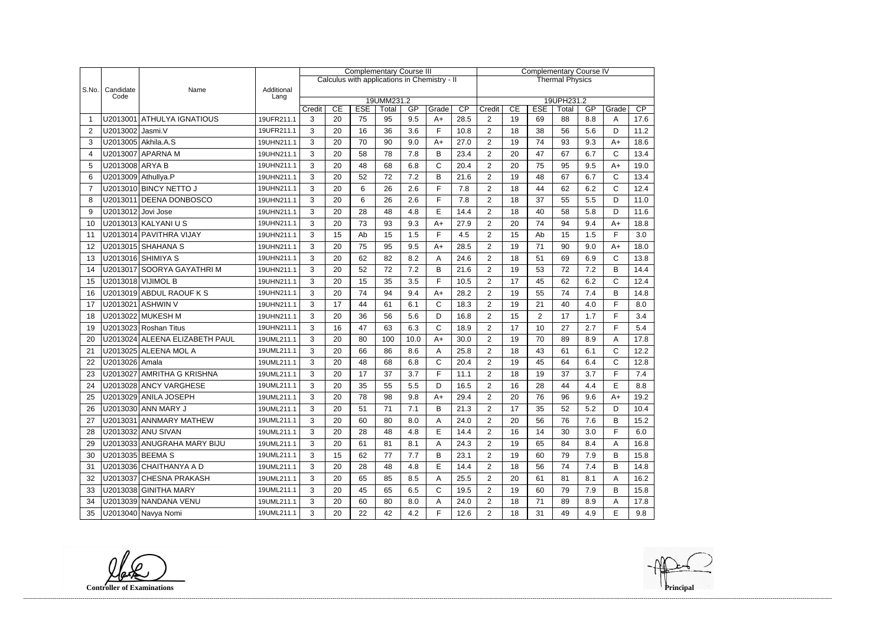| S.No. | Candidate Code | Name | Additional Lang | Complementary Course III | | | | | | | Complementary Course IV | | | | | | |
|---|---|---|---|---|---|---|---|---|---|---|---|---|---|---|---|---|---|
| | | | | Calculus with applications in Chemistry - II | | | | | | | Thermal Physics | | | | | | |
| | | | | 19UMM231.2 | | | | | | | 19UPH231.2 | | | | | | |
| | | | | Credit | CE | ESE | Total | GP | Grade | CP | Credit | CE | ESE | Total | GP | Grade | CP |
| 1 | U2013001 | ATHULYA IGNATIOUS | 19UFR211.1 | 3 | 20 | 75 | 95 | 9.5 | A+ | 28.5 | 2 | 19 | 69 | 88 | 8.8 | A | 17.6 |
| 2 | U2013002 | Jasmi.V | 19UFR211.1 | 3 | 20 | 16 | 36 | 3.6 | F | 10.8 | 2 | 18 | 38 | 56 | 5.6 | D | 11.2 |
| 3 | U2013005 | Akhila.A.S | 19UHN211.1 | 3 | 20 | 70 | 90 | 9.0 | A+ | 27.0 | 2 | 19 | 74 | 93 | 9.3 | A+ | 18.6 |
| 4 | U2013007 | APARNA M | 19UHN211.1 | 3 | 20 | 58 | 78 | 7.8 | B | 23.4 | 2 | 20 | 47 | 67 | 6.7 | C | 13.4 |
| 5 | U2013008 | ARYA B | 19UHN211.1 | 3 | 20 | 48 | 68 | 6.8 | C | 20.4 | 2 | 20 | 75 | 95 | 9.5 | A+ | 19.0 |
| 6 | U2013009 | Athullya.P | 19UHN211.1 | 3 | 20 | 52 | 72 | 7.2 | B | 21.6 | 2 | 19 | 48 | 67 | 6.7 | C | 13.4 |
| 7 | U2013010 | BINCY NETTO J | 19UHN211.1 | 3 | 20 | 6 | 26 | 2.6 | F | 7.8 | 2 | 18 | 44 | 62 | 6.2 | C | 12.4 |
| 8 | U2013011 | DEENA DONBOSCO | 19UHN211.1 | 3 | 20 | 6 | 26 | 2.6 | F | 7.8 | 2 | 18 | 37 | 55 | 5.5 | D | 11.0 |
| 9 | U2013012 | Jovi Jose | 19UHN211.1 | 3 | 20 | 28 | 48 | 4.8 | E | 14.4 | 2 | 18 | 40 | 58 | 5.8 | D | 11.6 |
| 10 | U2013013 | KALYANI U S | 19UHN211.1 | 3 | 20 | 73 | 93 | 9.3 | A+ | 27.9 | 2 | 20 | 74 | 94 | 9.4 | A+ | 18.8 |
| 11 | U2013014 | PAVITHRA VIJAY | 19UHN211.1 | 3 | 15 | Ab | 15 | 1.5 | F | 4.5 | 2 | 15 | Ab | 15 | 1.5 | F | 3.0 |
| 12 | U2013015 | SHAHANA S | 19UHN211.1 | 3 | 20 | 75 | 95 | 9.5 | A+ | 28.5 | 2 | 19 | 71 | 90 | 9.0 | A+ | 18.0 |
| 13 | U2013016 | SHIMIYA S | 19UHN211.1 | 3 | 20 | 62 | 82 | 8.2 | A | 24.6 | 2 | 18 | 51 | 69 | 6.9 | C | 13.8 |
| 14 | U2013017 | SOORYA GAYATHRI M | 19UHN211.1 | 3 | 20 | 52 | 72 | 7.2 | B | 21.6 | 2 | 19 | 53 | 72 | 7.2 | B | 14.4 |
| 15 | U2013018 | VIJIMOL B | 19UHN211.1 | 3 | 20 | 15 | 35 | 3.5 | F | 10.5 | 2 | 17 | 45 | 62 | 6.2 | C | 12.4 |
| 16 | U2013019 | ABDUL RAOUF K S | 19UHN211.1 | 3 | 20 | 74 | 94 | 9.4 | A+ | 28.2 | 2 | 19 | 55 | 74 | 7.4 | B | 14.8 |
| 17 | U2013021 | ASHWIN V | 19UHN211.1 | 3 | 17 | 44 | 61 | 6.1 | C | 18.3 | 2 | 19 | 21 | 40 | 4.0 | F | 8.0 |
| 18 | U2013022 | MUKESH M | 19UHN211.1 | 3 | 20 | 36 | 56 | 5.6 | D | 16.8 | 2 | 15 | 2 | 17 | 1.7 | F | 3.4 |
| 19 | U2013023 | Roshan Titus | 19UHN211.1 | 3 | 16 | 47 | 63 | 6.3 | C | 18.9 | 2 | 17 | 10 | 27 | 2.7 | F | 5.4 |
| 20 | U2013024 | ALEENA ELIZABETH PAUL | 19UML211.1 | 3 | 20 | 80 | 100 | 10.0 | A+ | 30.0 | 2 | 19 | 70 | 89 | 8.9 | A | 17.8 |
| 21 | U2013025 | ALEENA MOL A | 19UML211.1 | 3 | 20 | 66 | 86 | 8.6 | A | 25.8 | 2 | 18 | 43 | 61 | 6.1 | C | 12.2 |
| 22 | U2013026 | Amala | 19UML211.1 | 3 | 20 | 48 | 68 | 6.8 | C | 20.4 | 2 | 19 | 45 | 64 | 6.4 | C | 12.8 |
| 23 | U2013027 | AMRITHA G KRISHNA | 19UML211.1 | 3 | 20 | 17 | 37 | 3.7 | F | 11.1 | 2 | 18 | 19 | 37 | 3.7 | F | 7.4 |
| 24 | U2013028 | ANCY VARGHESE | 19UML211.1 | 3 | 20 | 35 | 55 | 5.5 | D | 16.5 | 2 | 16 | 28 | 44 | 4.4 | E | 8.8 |
| 25 | U2013029 | ANILA JOSEPH | 19UML211.1 | 3 | 20 | 78 | 98 | 9.8 | A+ | 29.4 | 2 | 20 | 76 | 96 | 9.6 | A+ | 19.2 |
| 26 | U2013030 | ANN MARY J | 19UML211.1 | 3 | 20 | 51 | 71 | 7.1 | B | 21.3 | 2 | 17 | 35 | 52 | 5.2 | D | 10.4 |
| 27 | U2013031 | ANNMARY MATHEW | 19UML211.1 | 3 | 20 | 60 | 80 | 8.0 | A | 24.0 | 2 | 20 | 56 | 76 | 7.6 | B | 15.2 |
| 28 | U2013032 | ANU SIVAN | 19UML211.1 | 3 | 20 | 28 | 48 | 4.8 | E | 14.4 | 2 | 16 | 14 | 30 | 3.0 | F | 6.0 |
| 29 | U2013033 | ANUGRAHA MARY BIJU | 19UML211.1 | 3 | 20 | 61 | 81 | 8.1 | A | 24.3 | 2 | 19 | 65 | 84 | 8.4 | A | 16.8 |
| 30 | U2013035 | BEEMA S | 19UML211.1 | 3 | 15 | 62 | 77 | 7.7 | B | 23.1 | 2 | 19 | 60 | 79 | 7.9 | B | 15.8 |
| 31 | U2013036 | CHAITHANYA A D | 19UML211.1 | 3 | 20 | 28 | 48 | 4.8 | E | 14.4 | 2 | 18 | 56 | 74 | 7.4 | B | 14.8 |
| 32 | U2013037 | CHESNA PRAKASH | 19UML211.1 | 3 | 20 | 65 | 85 | 8.5 | A | 25.5 | 2 | 20 | 61 | 81 | 8.1 | A | 16.2 |
| 33 | U2013038 | GINITHA MARY | 19UML211.1 | 3 | 20 | 45 | 65 | 6.5 | C | 19.5 | 2 | 19 | 60 | 79 | 7.9 | B | 15.8 |
| 34 | U2013039 | NANDANA VENU | 19UML211.1 | 3 | 20 | 60 | 80 | 8.0 | A | 24.0 | 2 | 18 | 71 | 89 | 8.9 | A | 17.8 |
| 35 | U2013040 | Navya Nomi | 19UML211.1 | 3 | 20 | 22 | 42 | 4.2 | F | 12.6 | 2 | 18 | 31 | 49 | 4.9 | E | 9.8 |

**Controller of Examinations** **Principal**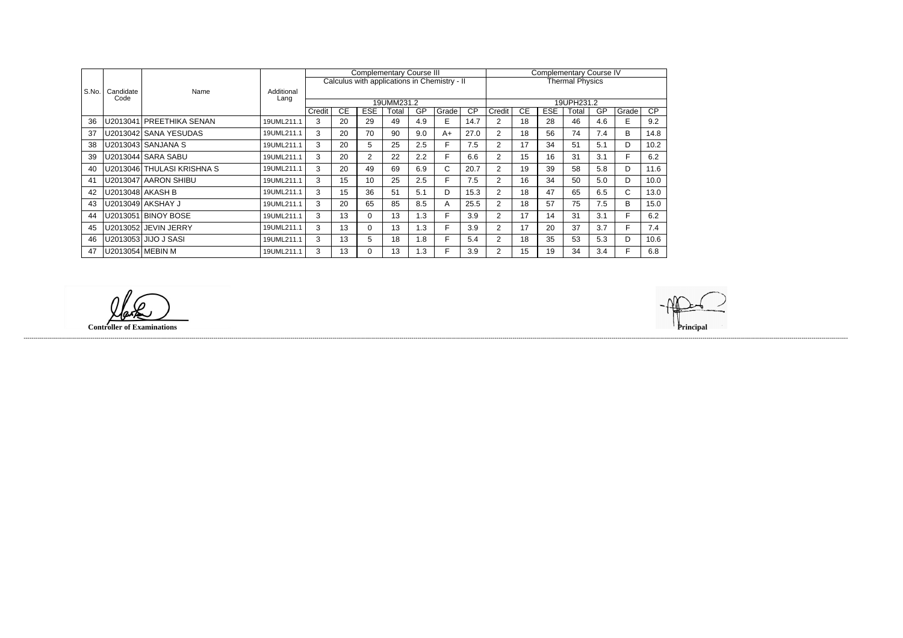| S.No. | Candidate Code | Name | Additional Lang | Complementary Course III | | | | | | | Complementary Course IV | | | | | | |
|---|---|---|---|---|---|---|---|---|---|---|---|---|---|---|---|---|---|
| | | | | Calculus with applications in Chemistry - II | | | | | | | Thermal Physics | | | | | | |
| | | | | 19UMM231.2 | | | | | | | 19UPH231.2 | | | | | | |
| | | | | Credit | CE | ESE | Total | GP | Grade | CP | Credit | CE | ESE | Total | GP | Grade | CP |
| 36 | U2013041 | PREETHIKA SENAN | 19UML211.1 | 3 | 20 | 29 | 49 | 4.9 | E | 14.7 | 2 | 18 | 28 | 46 | 4.6 | E | 9.2 |
| 37 | U2013042 | SANA YESUDAS | 19UML211.1 | 3 | 20 | 70 | 90 | 9.0 | A+ | 27.0 | 2 | 18 | 56 | 74 | 7.4 | B | 14.8 |
| 38 | U2013043 | SANJANA S | 19UML211.1 | 3 | 20 | 5 | 25 | 2.5 | F | 7.5 | 2 | 17 | 34 | 51 | 5.1 | D | 10.2 |
| 39 | U2013044 | SARA SABU | 19UML211.1 | 3 | 20 | 2 | 22 | 2.2 | F | 6.6 | 2 | 15 | 16 | 31 | 3.1 | F | 6.2 |
| 40 | U2013046 | THULASI KRISHNA S | 19UML211.1 | 3 | 20 | 49 | 69 | 6.9 | C | 20.7 | 2 | 19 | 39 | 58 | 5.8 | D | 11.6 |
| 41 | U2013047 | AARON SHIBU | 19UML211.1 | 3 | 15 | 10 | 25 | 2.5 | F | 7.5 | 2 | 16 | 34 | 50 | 5.0 | D | 10.0 |
| 42 | U2013048 | AKASH B | 19UML211.1 | 3 | 15 | 36 | 51 | 5.1 | D | 15.3 | 2 | 18 | 47 | 65 | 6.5 | C | 13.0 |
| 43 | U2013049 | AKSHAY J | 19UML211.1 | 3 | 20 | 65 | 85 | 8.5 | A | 25.5 | 2 | 18 | 57 | 75 | 7.5 | B | 15.0 |
| 44 | U2013051 | BINOY BOSE | 19UML211.1 | 3 | 13 | 0 | 13 | 1.3 | F | 3.9 | 2 | 17 | 14 | 31 | 3.1 | F | 6.2 |
| 45 | U2013052 | JEVIN JERRY | 19UML211.1 | 3 | 13 | 0 | 13 | 1.3 | F | 3.9 | 2 | 17 | 20 | 37 | 3.7 | F | 7.4 |
| 46 | U2013053 | JIJO J SASI | 19UML211.1 | 3 | 13 | 5 | 18 | 1.8 | F | 5.4 | 2 | 18 | 35 | 53 | 5.3 | D | 10.6 |
| 47 | U2013054 | MEBIN M | 19UML211.1 | 3 | 13 | 0 | 13 | 1.3 | F | 3.9 | 2 | 15 | 19 | 34 | 3.4 | F | 6.8 |

**Controller of Examinations**

**Principal**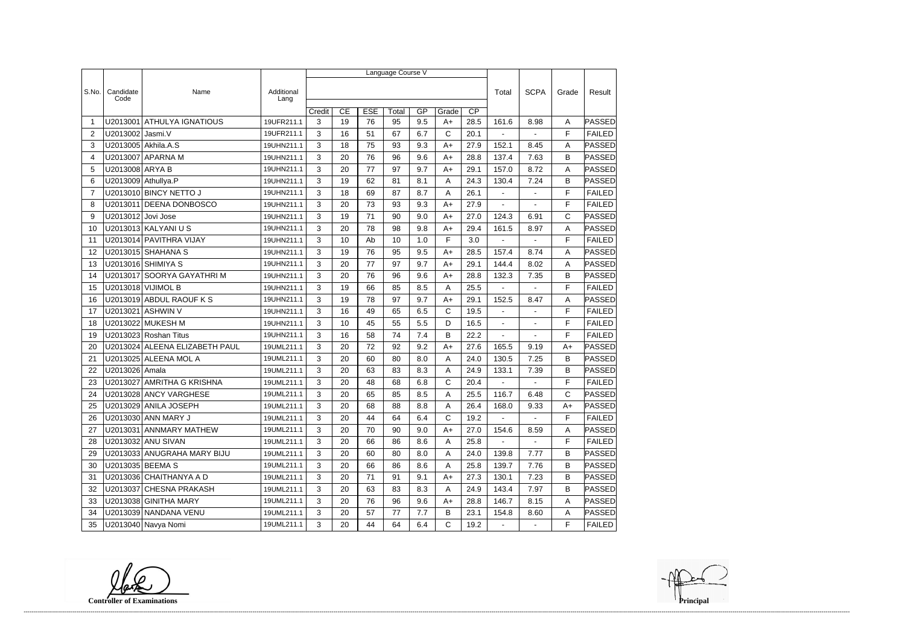| S.No. | Candidate Code | Name | Additional Lang | Language Course V | | | | | | | Total | SCPA | Grade | Result |
|---|---|---|---|---|---|---|---|---|---|---|---|---|---|---|
| | | | | Credit | CE | ESE | Total | GP | Grade | CP | | | | |
| 1 | U2013001 | ATHULYA IGNATIOUS | 19UFR211.1 | 3 | 19 | 76 | 95 | 9.5 | A+ | 28.5 | 161.6 | 8.98 | A | PASSED |
| 2 | U2013002 | Jasmi.V | 19UFR211.1 | 3 | 16 | 51 | 67 | 6.7 | C | 20.1 | - | - | F | FAILED |
| 3 | U2013005 | Akhila.A.S | 19UHN211.1 | 3 | 18 | 75 | 93 | 9.3 | A+ | 27.9 | 152.1 | 8.45 | A | PASSED |
| 4 | U2013007 | APARNA M | 19UHN211.1 | 3 | 20 | 76 | 96 | 9.6 | A+ | 28.8 | 137.4 | 7.63 | B | PASSED |
| 5 | U2013008 | ARYA B | 19UHN211.1 | 3 | 20 | 77 | 97 | 9.7 | A+ | 29.1 | 157.0 | 8.72 | A | PASSED |
| 6 | U2013009 | Athullya.P | 19UHN211.1 | 3 | 19 | 62 | 81 | 8.1 | A | 24.3 | 130.4 | 7.24 | B | PASSED |
| 7 | U2013010 | BINCY NETTO J | 19UHN211.1 | 3 | 18 | 69 | 87 | 8.7 | A | 26.1 | - | - | F | FAILED |
| 8 | U2013011 | DEENA DONBOSCO | 19UHN211.1 | 3 | 20 | 73 | 93 | 9.3 | A+ | 27.9 | - | - | F | FAILED |
| 9 | U2013012 | Jovi Jose | 19UHN211.1 | 3 | 19 | 71 | 90 | 9.0 | A+ | 27.0 | 124.3 | 6.91 | C | PASSED |
| 10 | U2013013 | KALYANI U S | 19UHN211.1 | 3 | 20 | 78 | 98 | 9.8 | A+ | 29.4 | 161.5 | 8.97 | A | PASSED |
| 11 | U2013014 | PAVITHRA VIJAY | 19UHN211.1 | 3 | 10 | Ab | 10 | 1.0 | F | 3.0 | - | - | F | FAILED |
| 12 | U2013015 | SHAHANA S | 19UHN211.1 | 3 | 19 | 76 | 95 | 9.5 | A+ | 28.5 | 157.4 | 8.74 | A | PASSED |
| 13 | U2013016 | SHIMIYA S | 19UHN211.1 | 3 | 20 | 77 | 97 | 9.7 | A+ | 29.1 | 144.4 | 8.02 | A | PASSED |
| 14 | U2013017 | SOORYA GAYATHRI M | 19UHN211.1 | 3 | 20 | 76 | 96 | 9.6 | A+ | 28.8 | 132.3 | 7.35 | B | PASSED |
| 15 | U2013018 | VIJIMOL B | 19UHN211.1 | 3 | 19 | 66 | 85 | 8.5 | A | 25.5 | - | - | F | FAILED |
| 16 | U2013019 | ABDUL RAOUF K S | 19UHN211.1 | 3 | 19 | 78 | 97 | 9.7 | A+ | 29.1 | 152.5 | 8.47 | A | PASSED |
| 17 | U2013021 | ASHWIN V | 19UHN211.1 | 3 | 16 | 49 | 65 | 6.5 | C | 19.5 | - | - | F | FAILED |
| 18 | U2013022 | MUKESH M | 19UHN211.1 | 3 | 10 | 45 | 55 | 5.5 | D | 16.5 | - | - | F | FAILED |
| 19 | U2013023 | Roshan Titus | 19UHN211.1 | 3 | 16 | 58 | 74 | 7.4 | B | 22.2 | - | - | F | FAILED |
| 20 | U2013024 | ALEENA ELIZABETH PAUL | 19UML211.1 | 3 | 20 | 72 | 92 | 9.2 | A+ | 27.6 | 165.5 | 9.19 | A+ | PASSED |
| 21 | U2013025 | ALEENA MOL A | 19UML211.1 | 3 | 20 | 60 | 80 | 8.0 | A | 24.0 | 130.5 | 7.25 | B | PASSED |
| 22 | U2013026 | Amala | 19UML211.1 | 3 | 20 | 63 | 83 | 8.3 | A | 24.9 | 133.1 | 7.39 | B | PASSED |
| 23 | U2013027 | AMRITHA G KRISHNA | 19UML211.1 | 3 | 20 | 48 | 68 | 6.8 | C | 20.4 | - | - | F | FAILED |
| 24 | U2013028 | ANCY VARGHESE | 19UML211.1 | 3 | 20 | 65 | 85 | 8.5 | A | 25.5 | 116.7 | 6.48 | C | PASSED |
| 25 | U2013029 | ANILA JOSEPH | 19UML211.1 | 3 | 20 | 68 | 88 | 8.8 | A | 26.4 | 168.0 | 9.33 | A+ | PASSED |
| 26 | U2013030 | ANN MARY J | 19UML211.1 | 3 | 20 | 44 | 64 | 6.4 | C | 19.2 | - | - | F | FAILED |
| 27 | U2013031 | ANNMARY MATHEW | 19UML211.1 | 3 | 20 | 70 | 90 | 9.0 | A+ | 27.0 | 154.6 | 8.59 | A | PASSED |
| 28 | U2013032 | ANU SIVAN | 19UML211.1 | 3 | 20 | 66 | 86 | 8.6 | A | 25.8 | - | - | F | FAILED |
| 29 | U2013033 | ANUGRAHA MARY BIJU | 19UML211.1 | 3 | 20 | 60 | 80 | 8.0 | A | 24.0 | 139.8 | 7.77 | B | PASSED |
| 30 | U2013035 | BEEMA S | 19UML211.1 | 3 | 20 | 66 | 86 | 8.6 | A | 25.8 | 139.7 | 7.76 | B | PASSED |
| 31 | U2013036 | CHAITHANYA A D | 19UML211.1 | 3 | 20 | 71 | 91 | 9.1 | A+ | 27.3 | 130.1 | 7.23 | B | PASSED |
| 32 | U2013037 | CHESNA PRAKASH | 19UML211.1 | 3 | 20 | 63 | 83 | 8.3 | A | 24.9 | 143.4 | 7.97 | B | PASSED |
| 33 | U2013038 | GINITHA MARY | 19UML211.1 | 3 | 20 | 76 | 96 | 9.6 | A+ | 28.8 | 146.7 | 8.15 | A | PASSED |
| 34 | U2013039 | NANDANA VENU | 19UML211.1 | 3 | 20 | 57 | 77 | 7.7 | B | 23.1 | 154.8 | 8.60 | A | PASSED |
| 35 | U2013040 | Navya Nomi | 19UML211.1 | 3 | 20 | 44 | 64 | 6.4 | C | 19.2 | - | - | F | FAILED |

**Controller of Examinations**

**Principal**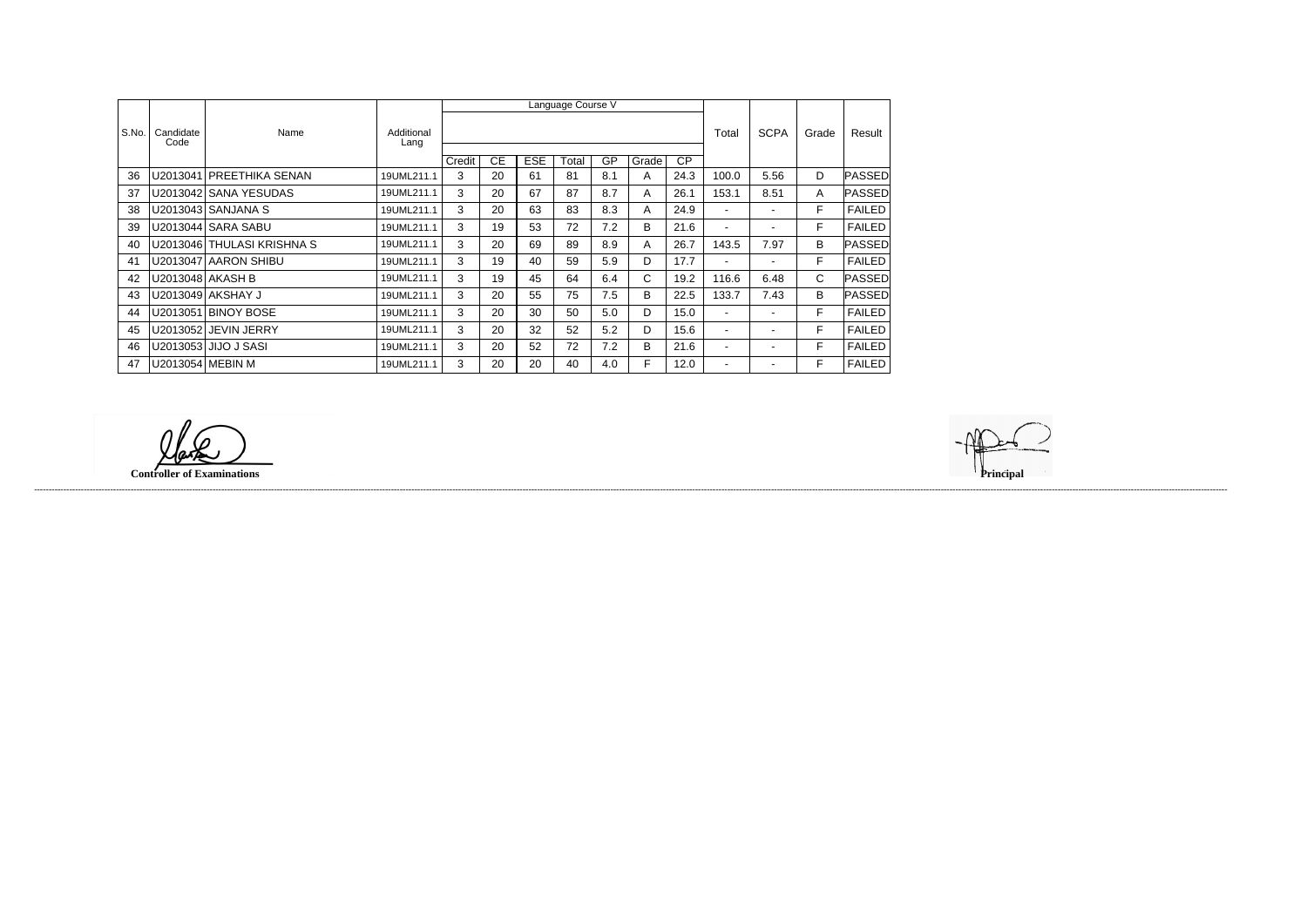| S.No. | Candidate Code | Name | Additional Lang | Language Course V | | | | | | | Total | SCPA | Grade | Result |
|---|---|---|---|---|---|---|---|---|---|---|---|---|---|---|
| | | | | Credit | CE | ESE | Total | GP | Grade | CP | | | | |
| 36 | U2013041 | PREETHIKA SENAN | 19UML211.1 | 3 | 20 | 61 | 81 | 8.1 | A | 24.3 | 100.0 | 5.56 | D | PASSED |
| 37 | U2013042 | SANA YESUDAS | 19UML211.1 | 3 | 20 | 67 | 87 | 8.7 | A | 26.1 | 153.1 | 8.51 | A | PASSED |
| 38 | U2013043 | SANJANA S | 19UML211.1 | 3 | 20 | 63 | 83 | 8.3 | A | 24.9 | - | - | F | FAILED |
| 39 | U2013044 | SARA SABU | 19UML211.1 | 3 | 19 | 53 | 72 | 7.2 | B | 21.6 | - | - | F | FAILED |
| 40 | U2013046 | THULASI KRISHNA S | 19UML211.1 | 3 | 20 | 69 | 89 | 8.9 | A | 26.7 | 143.5 | 7.97 | B | PASSED |
| 41 | U2013047 | AARON SHIBU | 19UML211.1 | 3 | 19 | 40 | 59 | 5.9 | D | 17.7 | - | - | F | FAILED |
| 42 | U2013048 | AKASH B | 19UML211.1 | 3 | 19 | 45 | 64 | 6.4 | C | 19.2 | 116.6 | 6.48 | C | PASSED |
| 43 | U2013049 | AKSHAY J | 19UML211.1 | 3 | 20 | 55 | 75 | 7.5 | B | 22.5 | 133.7 | 7.43 | B | PASSED |
| 44 | U2013051 | BINOY BOSE | 19UML211.1 | 3 | 20 | 30 | 50 | 5.0 | D | 15.0 | - | - | F | FAILED |
| 45 | U2013052 | JEVIN JERRY | 19UML211.1 | 3 | 20 | 32 | 52 | 5.2 | D | 15.6 | - | - | F | FAILED |
| 46 | U2013053 | JIJO J SASI | 19UML211.1 | 3 | 20 | 52 | 72 | 7.2 | B | 21.6 | - | - | F | FAILED |
| 47 | U2013054 | MEBIN M | 19UML211.1 | 3 | 20 | 20 | 40 | 4.0 | F | 12.0 | - | - | F | FAILED |

**Controller of Examinations**

**Principal**